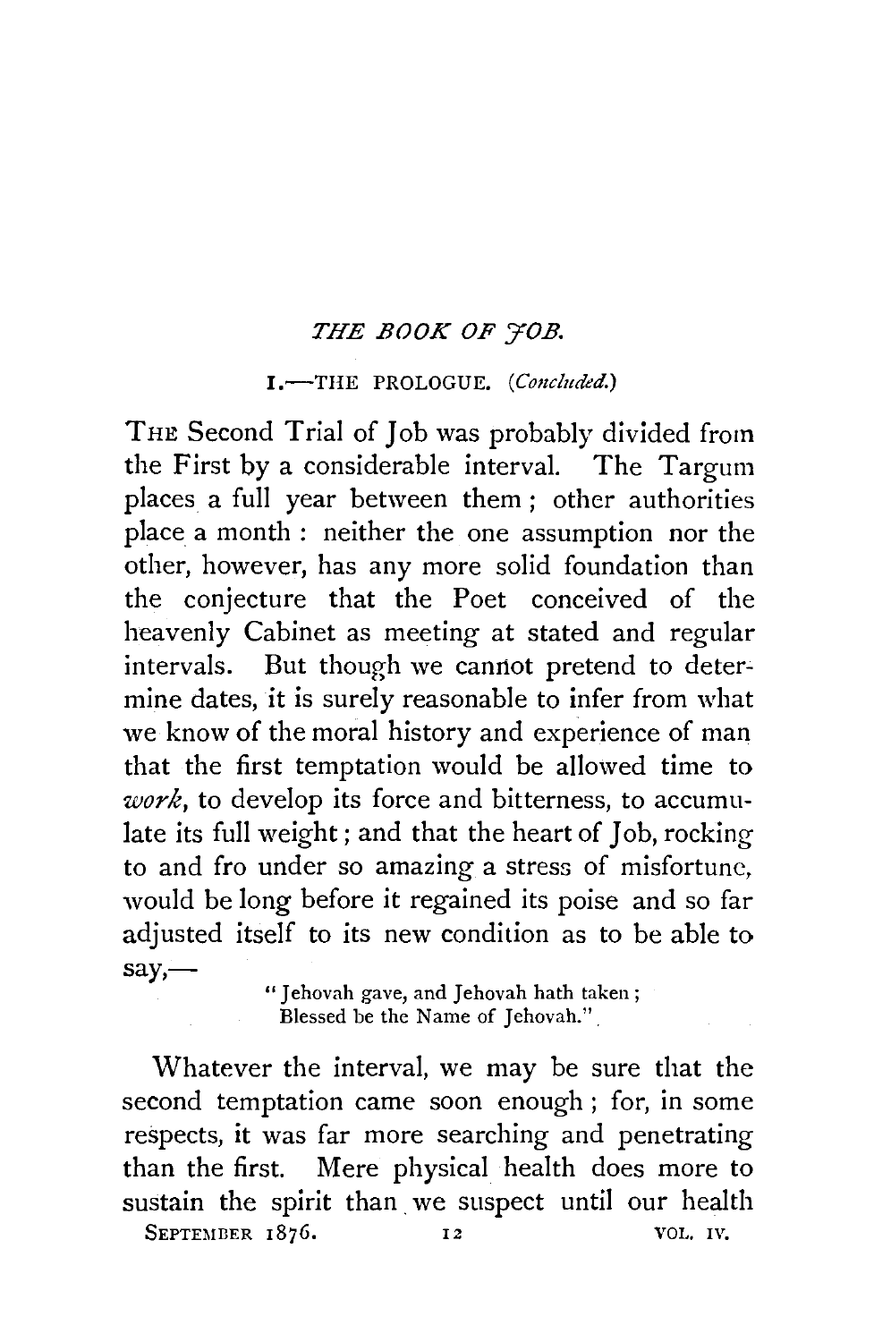## *THE BOOK OF JOB.*

### I.—THE PROLOGUE. (*Concluded.*)

THE Second Trial of Job was probably divided from the First by a considerable interval. The Targum places a full year between them; other authorities place a month: neither the one assumption nor the other, however, has any more solid foundation than the conjecture that the Poet conceived of the heavenly Cabinet as meeting at stated and regular intervals. But though we cannot pretend to determine dates, it is surely reasonable to infer from what we know of the moral history and experience of man that the first temptation would be allowed time to *work*, to develop its force and bitterness, to accumulate its full weight; and that the heart of Job, rocking to and fro under so amazing a stress of misfortune, would be long before it regained its poise and so far adjusted itself to its new condition as to be able to say,—

> "Jehovah gave, and Jehovah hath taken;
> Blessed be the Name of Jehovah."

Whatever the interval, we may be sure that the second temptation came soon enough; for, in some respects, it was far more searching and penetrating than the first. Mere physical health does more to sustain the spirit than we suspect until our health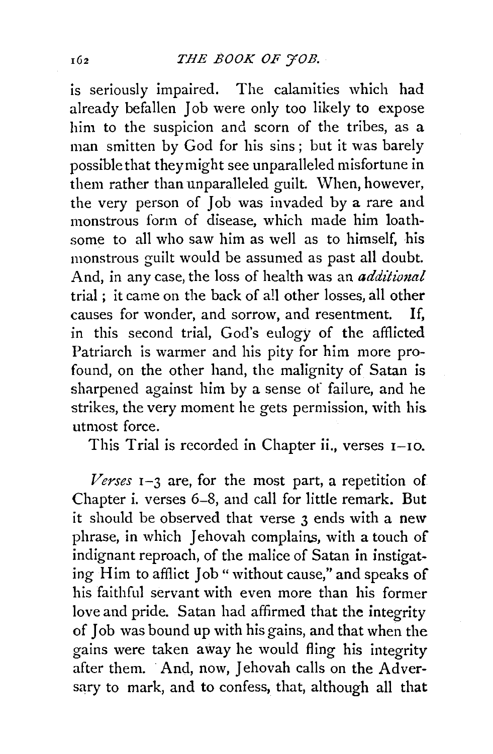is seriously impaired. The calamities which had already befallen Job were only too likely to expose him to the suspicion and scorn of the tribes, as a man smitten by God for his sins; but it was barely possible that they might see unparalleled misfortune in them rather than unparalleled guilt. When, however, the very person of Job was invaded by a rare and monstrous form of disease, which made him loathsome to all who saw him as well as to himself, his monstrous guilt would be assumed as past all doubt. And, in any case, the loss of health was an *additional* trial; it came on the back of all other losses, all other causes for wonder, and sorrow, and resentment. If, in this second trial, God's eulogy of the afflicted Patriarch is warmer and his pity for him more profound, on the other hand, the malignity of Satan is sharpened against him by a sense of failure, and he strikes, the very moment he gets permission, with his utmost force.

This Trial is recorded in Chapter ii., verses 1–10.

*Verses* 1–3 are, for the most part, a repetition of Chapter i. verses 6–8, and call for little remark. But it should be observed that verse 3 ends with a new phrase, in which Jehovah complains, with a touch of indignant reproach, of the malice of Satan in instigating Him to afflict Job "without cause," and speaks of his faithful servant with even more than his former love and pride. Satan had affirmed that the integrity of Job was bound up with his gains, and that when the gains were taken away he would fling his integrity after them. And, now, Jehovah calls on the Adversary to mark, and to confess, that, although all that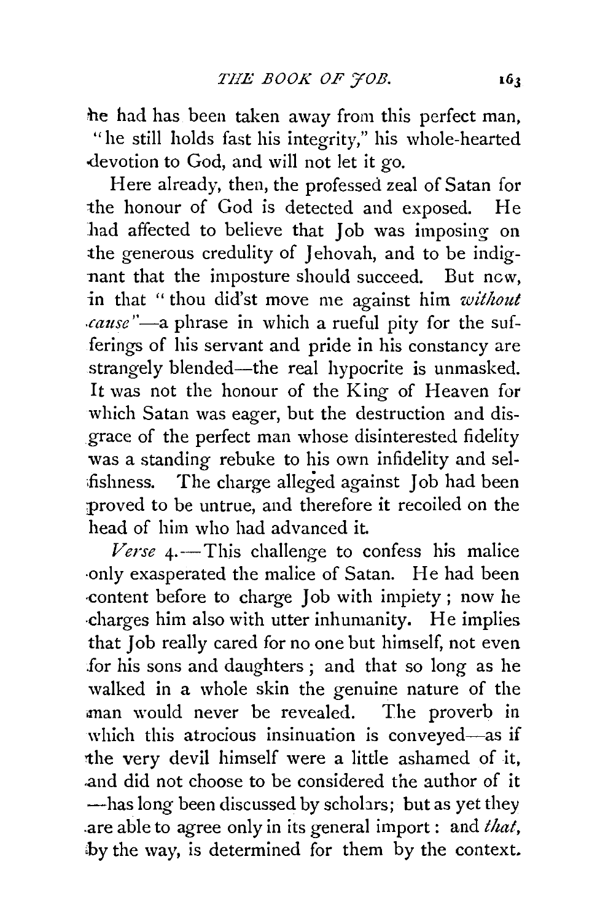he had has been taken away from this perfect man, "he still holds fast his integrity," his whole-hearted devotion to God, and will not let it go.

Here already, then, the professed zeal of Satan for the honour of God is detected and exposed. He had affected to believe that Job was imposing on the generous credulity of Jehovah, and to be indignant that the imposture should succeed. But now, in that "thou did'st move me against him *without cause*"—a phrase in which a rueful pity for the sufferings of his servant and pride in his constancy are strangely blended—the real hypocrite is unmasked. It was not the honour of the King of Heaven for which Satan was eager, but the destruction and disgrace of the perfect man whose disinterested fidelity was a standing rebuke to his own infidelity and selfishness. The charge alleged against Job had been proved to be untrue, and therefore it recoiled on the head of him who had advanced it.

*Verse* 4.—This challenge to confess his malice only exasperated the malice of Satan. He had been content before to charge Job with impiety; now he charges him also with utter inhumanity. He implies that Job really cared for no one but himself, not even for his sons and daughters; and that so long as he walked in a whole skin the genuine nature of the man would never be revealed. The proverb in which this atrocious insinuation is conveyed—as if the very devil himself were a little ashamed of it, and did not choose to be considered the author of it—has long been discussed by scholars; but as yet they are able to agree only in its general import: and *that*, by the way, is determined for them by the context.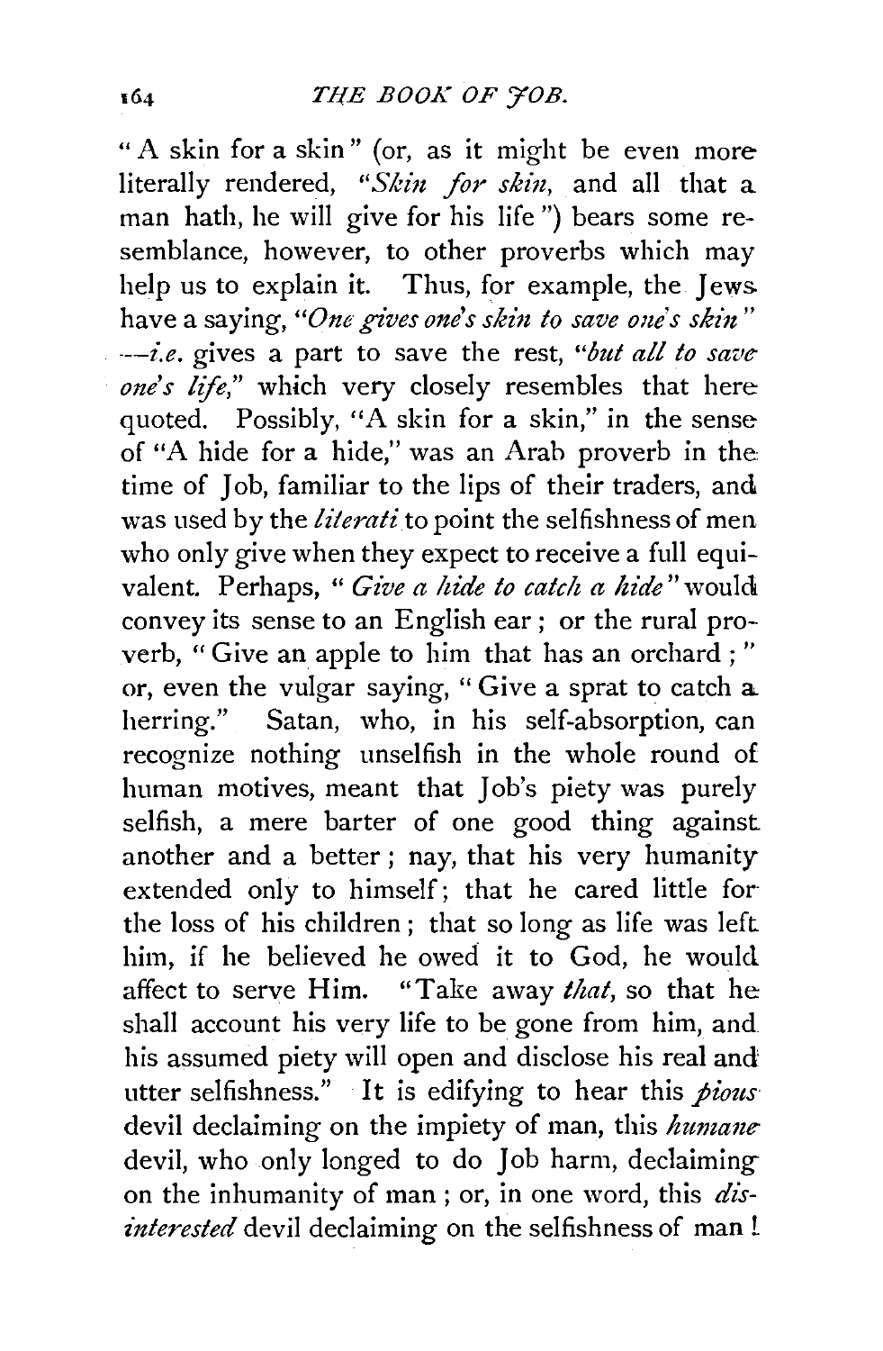"A skin for a skin" (or, as it might be even more literally rendered, "*Skin for skin*, and all that a man hath, he will give for his life") bears some resemblance, however, to other proverbs which may help us to explain it. Thus, for example, the Jews have a saying, "*One gives one's skin to save one's skin*"—*i.e.* gives a part to save the rest, "*but all to save one's life*," which very closely resembles that here quoted. Possibly, "A skin for a skin," in the sense of "A hide for a hide," was an Arab proverb in the time of Job, familiar to the lips of their traders, and was used by the *literati* to point the selfishness of men who only give when they expect to receive a full equivalent. Perhaps, "*Give a hide to catch a hide*" would convey its sense to an English ear; or the rural proverb, "Give an apple to him that has an orchard;" or, even the vulgar saying, "Give a sprat to catch a herring." Satan, who, in his self-absorption, can recognize nothing unselfish in the whole round of human motives, meant that Job's piety was purely selfish, a mere barter of one good thing against another and a better; nay, that his very humanity extended only to himself; that he cared little for the loss of his children; that so long as life was left him, if he believed he owed it to God, he would affect to serve Him. "Take away *that*, so that he shall account his very life to be gone from him, and his assumed piety will open and disclose his real and utter selfishness." It is edifying to hear this *pious* devil declaiming on the impiety of man, this *humane* devil, who only longed to do Job harm, declaiming on the inhumanity of man; or, in one word, this *disinterested* devil declaiming on the selfishness of man!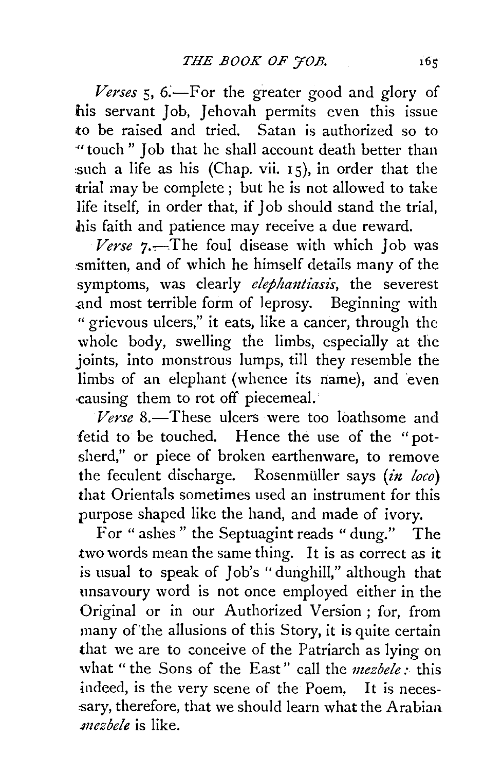*Verses* 5, 6.—For the greater good and glory of his servant Job, Jehovah permits even this issue to be raised and tried. Satan is authorized so to "touch" Job that he shall account death better than such a life as his (Chap. vii. 15), in order that the trial may be complete; but he is not allowed to take life itself, in order that, if Job should stand the trial, his faith and patience may receive a due reward.

*Verse* 7.—The foul disease with which Job was smitten, and of which he himself details many of the symptoms, was clearly *elephantiasis*, the severest and most terrible form of leprosy. Beginning with "grievous ulcers," it eats, like a cancer, through the whole body, swelling the limbs, especially at the joints, into monstrous lumps, till they resemble the limbs of an elephant (whence its name), and even causing them to rot off piecemeal.

*Verse* 8.—These ulcers were too loathsome and fetid to be touched. Hence the use of the "potsherd," or piece of broken earthenware, to remove the feculent discharge. Rosenmüller says (*in loco*) that Orientals sometimes used an instrument for this purpose shaped like the hand, and made of ivory.

For "ashes" the Septuagint reads "dung." The two words mean the same thing. It is as correct as it is usual to speak of Job's "dunghill," although that unsavoury word is not once employed either in the Original or in our Authorized Version; for, from many of the allusions of this Story, it is quite certain that we are to conceive of the Patriarch as lying on what "the Sons of the East" call the *mezbele*: this indeed, is the very scene of the Poem. It is necessary, therefore, that we should learn what the Arabian *mezbele* is like.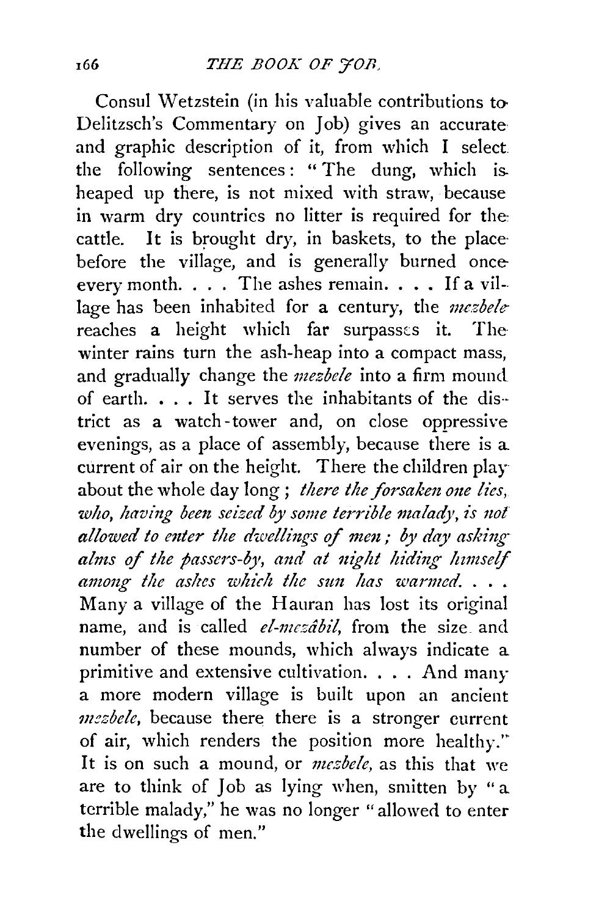Consul Wetzstein (in his valuable contributions to Delitzsch's Commentary on Job) gives an accurate and graphic description of it, from which I select the following sentences: "The dung, which is heaped up there, is not mixed with straw, because in warm dry countries no litter is required for the cattle. It is brought dry, in baskets, to the place before the village, and is generally burned once every month. . . . The ashes remain. . . . If a village has been inhabited for a century, the *mezbele* reaches a height which far surpasses it. The winter rains turn the ash-heap into a compact mass, and gradually change the *mezbele* into a firm mound of earth. . . . It serves the inhabitants of the district as a watch-tower and, on close oppressive evenings, as a place of assembly, because there is a current of air on the height. There the children play about the whole day long; *there the forsaken one lies, who, having been seized by some terrible malady, is not allowed to enter the dwellings of men; by day asking alms of the passers-by, and at night hiding himself among the ashes which the sun has warmed.* . . . Many a village of the Hauran has lost its original name, and is called *el-mezâbil*, from the size and number of these mounds, which always indicate a primitive and extensive cultivation. . . . And many a more modern village is built upon an ancient *mezbele*, because there there is a stronger current of air, which renders the position more healthy." It is on such a mound, or *mezbele*, as this that we are to think of Job as lying when, smitten by "a terrible malady," he was no longer "allowed to enter the dwellings of men."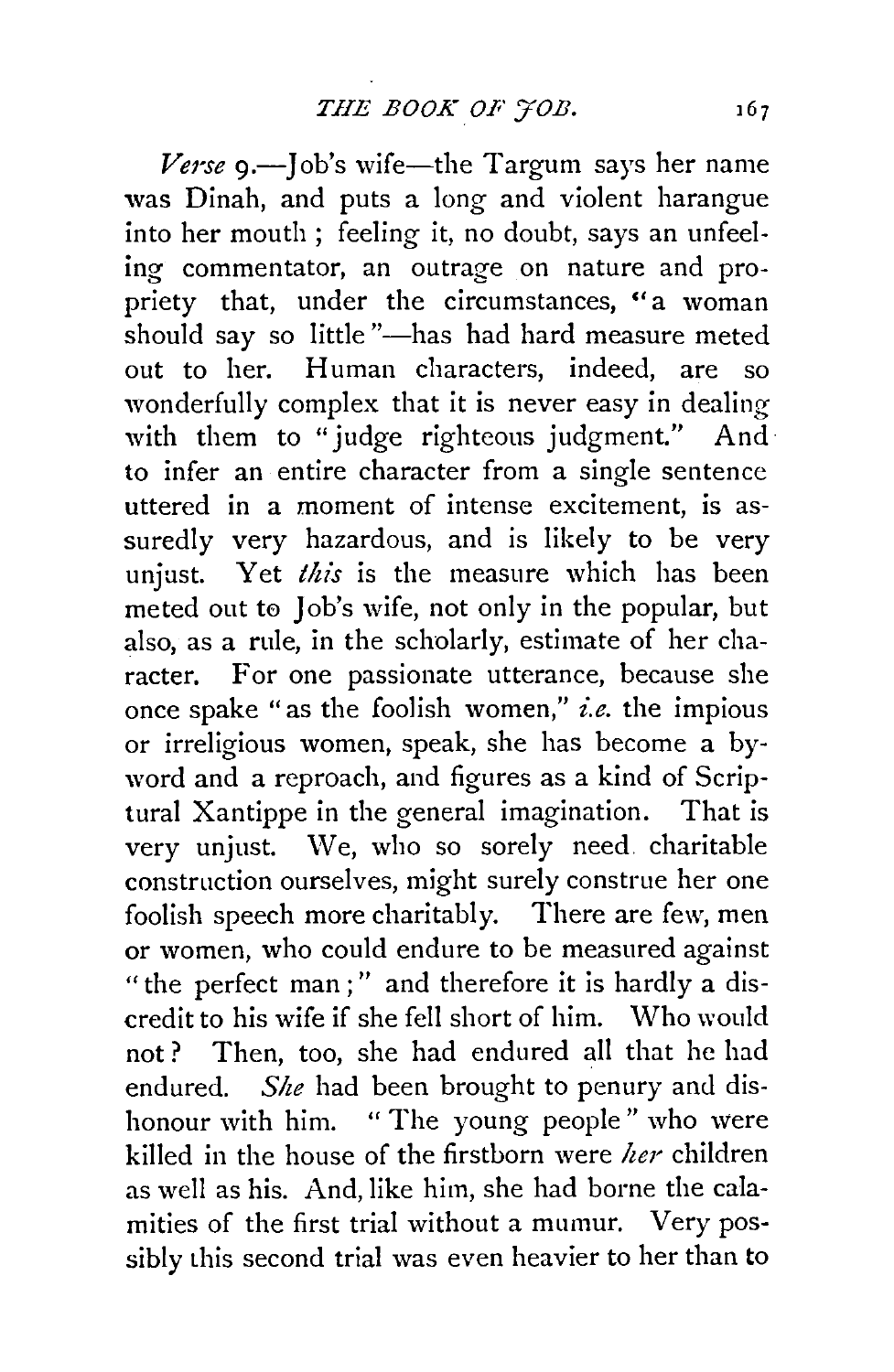*Verse* 9.—Job's wife—the Targum says her name was Dinah, and puts a long and violent harangue into her mouth; feeling it, no doubt, says an unfeeling commentator, an outrage on nature and propriety that, under the circumstances, "a woman should say so little"—has had hard measure meted out to her. Human characters, indeed, are so wonderfully complex that it is never easy in dealing with them to "judge righteous judgment." And to infer an entire character from a single sentence uttered in a moment of intense excitement, is assuredly very hazardous, and is likely to be very unjust. Yet *this* is the measure which has been meted out to Job's wife, not only in the popular, but also, as a rule, in the scholarly, estimate of her character. For one passionate utterance, because she once spake "as the foolish women," *i.e.* the impious or irreligious women, speak, she has become a byword and a reproach, and figures as a kind of Scriptural Xantippe in the general imagination. That is very unjust. We, who so sorely need charitable construction ourselves, might surely construe her one foolish speech more charitably. There are few, men or women, who could endure to be measured against "the perfect man;" and therefore it is hardly a discredit to his wife if she fell short of him. Who would not? Then, too, she had endured all that he had endured. *She* had been brought to penury and dishonour with him. "The young people" who were killed in the house of the firstborn were *her* children as well as his. And, like him, she had borne the calamities of the first trial without a mumur. Very possibly this second trial was even heavier to her than to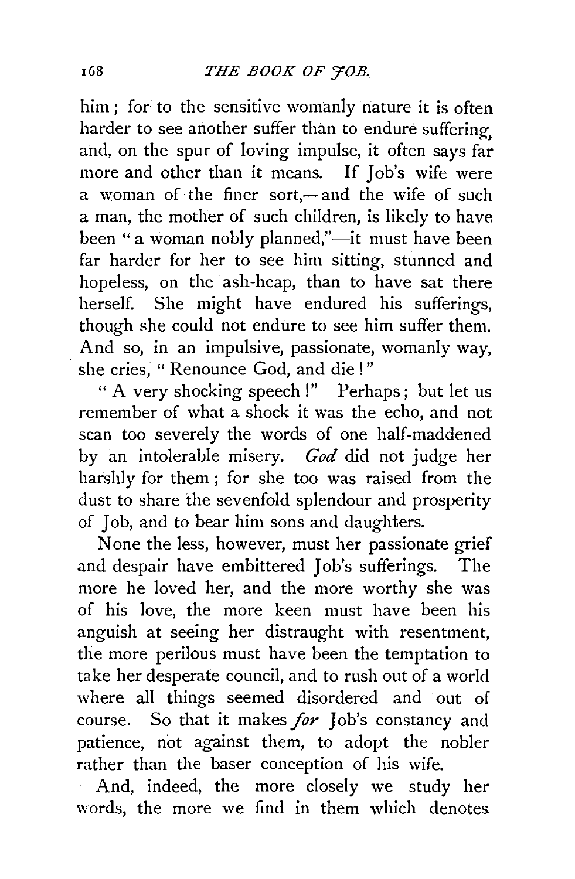him; for to the sensitive womanly nature it is often harder to see another suffer than to endure suffering, and, on the spur of loving impulse, it often says far more and other than it means. If Job's wife were a woman of the finer sort,—and the wife of such a man, the mother of such children, is likely to have been "a woman nobly planned,"—it must have been far harder for her to see him sitting, stunned and hopeless, on the ash-heap, than to have sat there herself. She might have endured his sufferings, though she could not endure to see him suffer them. And so, in an impulsive, passionate, womanly way, she cries, "Renounce God, and die!"

"A very shocking speech!" Perhaps; but let us remember of what a shock it was the echo, and not scan too severely the words of one half-maddened by an intolerable misery. *God* did not judge her harshly for them; for she too was raised from the dust to share the sevenfold splendour and prosperity of Job, and to bear him sons and daughters.

None the less, however, must her passionate grief and despair have embittered Job's sufferings. The more he loved her, and the more worthy she was of his love, the more keen must have been his anguish at seeing her distraught with resentment, the more perilous must have been the temptation to take her desperate council, and to rush out of a world where all things seemed disordered and out of course. So that it makes *for* Job's constancy and patience, not against them, to adopt the nobler rather than the baser conception of his wife.

And, indeed, the more closely we study her words, the more we find in them which denotes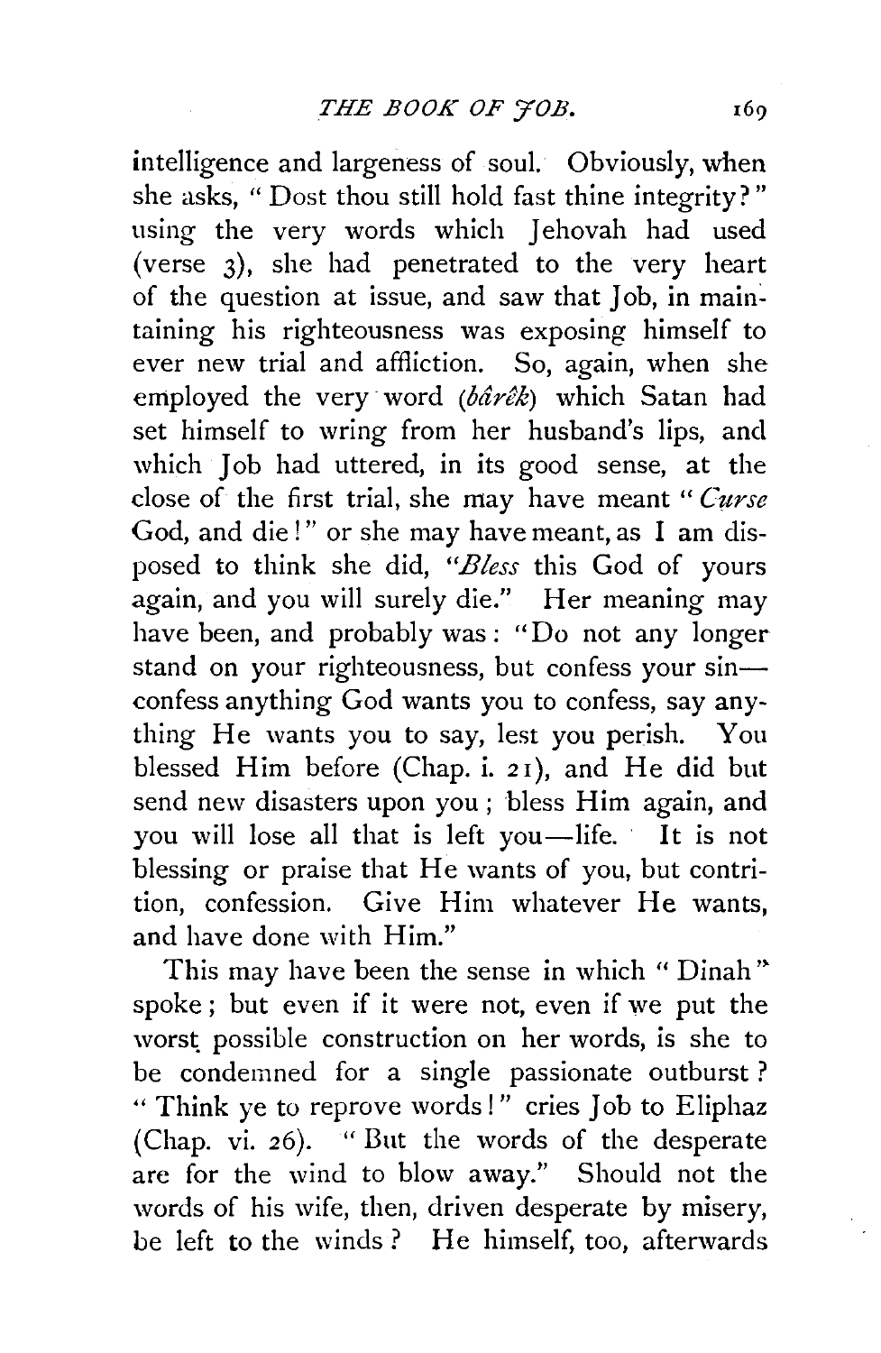intelligence and largeness of soul. Obviously, when she asks, "Dost thou still hold fast thine integrity?" using the very words which Jehovah had used (verse 3), she had penetrated to the very heart of the question at issue, and saw that Job, in maintaining his righteousness was exposing himself to ever new trial and affliction. So, again, when she employed the very word (*bârêk*) which Satan had set himself to wring from her husband's lips, and which Job had uttered, in its good sense, at the close of the first trial, she may have meant "*Curse* God, and die!" or she may have meant, as I am disposed to think she did, "*Bless* this God of yours again, and you will surely die." Her meaning may have been, and probably was: "Do not any longer stand on your righteousness, but confess your sin—confess anything God wants you to confess, say anything He wants you to say, lest you perish. You blessed Him before (Chap. i. 21), and He did but send new disasters upon you; bless Him again, and you will lose all that is left you—life. It is not blessing or praise that He wants of you, but contrition, confession. Give Him whatever He wants, and have done with Him."

This may have been the sense in which "Dinah" spoke; but even if it were not, even if we put the worst possible construction on her words, is she to be condemned for a single passionate outburst? "Think ye to reprove words!" cries Job to Eliphaz (Chap. vi. 26). "But the words of the desperate are for the wind to blow away." Should not the words of his wife, then, driven desperate by misery, be left to the winds? He himself, too, afterwards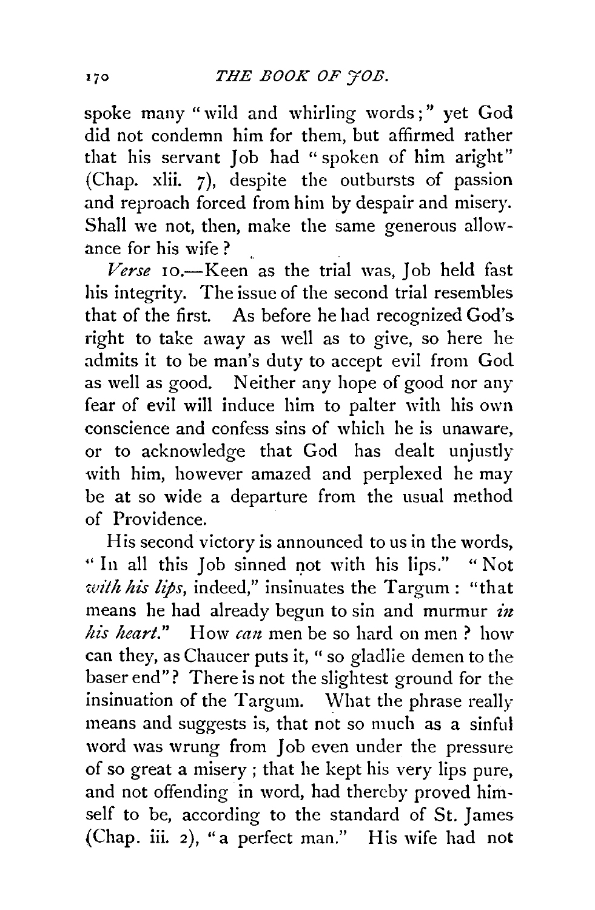spoke many "wild and whirling words;" yet God did not condemn him for them, but affirmed rather that his servant Job had "spoken of him aright" (Chap. xlii. 7), despite the outbursts of passion and reproach forced from him by despair and misery. Shall we not, then, make the same generous allowance for his wife?

*Verse* 10.—Keen as the trial was, Job held fast his integrity. The issue of the second trial resembles that of the first. As before he had recognized God's right to take away as well as to give, so here he admits it to be man's duty to accept evil from God as well as good. Neither any hope of good nor any fear of evil will induce him to palter with his own conscience and confess sins of which he is unaware, or to acknowledge that God has dealt unjustly with him, however amazed and perplexed he may be at so wide a departure from the usual method of Providence.

His second victory is announced to us in the words, "In all this Job sinned not with his lips." "Not *with his lips*, indeed," insinuates the Targum: "that means he had already begun to sin and murmur *in his heart*." How *can* men be so hard on men? how can they, as Chaucer puts it, "so gladlie demen to the baser end"? There is not the slightest ground for the insinuation of the Targum. What the phrase really means and suggests is, that not so much as a sinful word was wrung from Job even under the pressure of so great a misery; that he kept his very lips pure, and not offending in word, had thereby proved himself to be, according to the standard of St. James (Chap. iii. 2), "a perfect man." His wife had not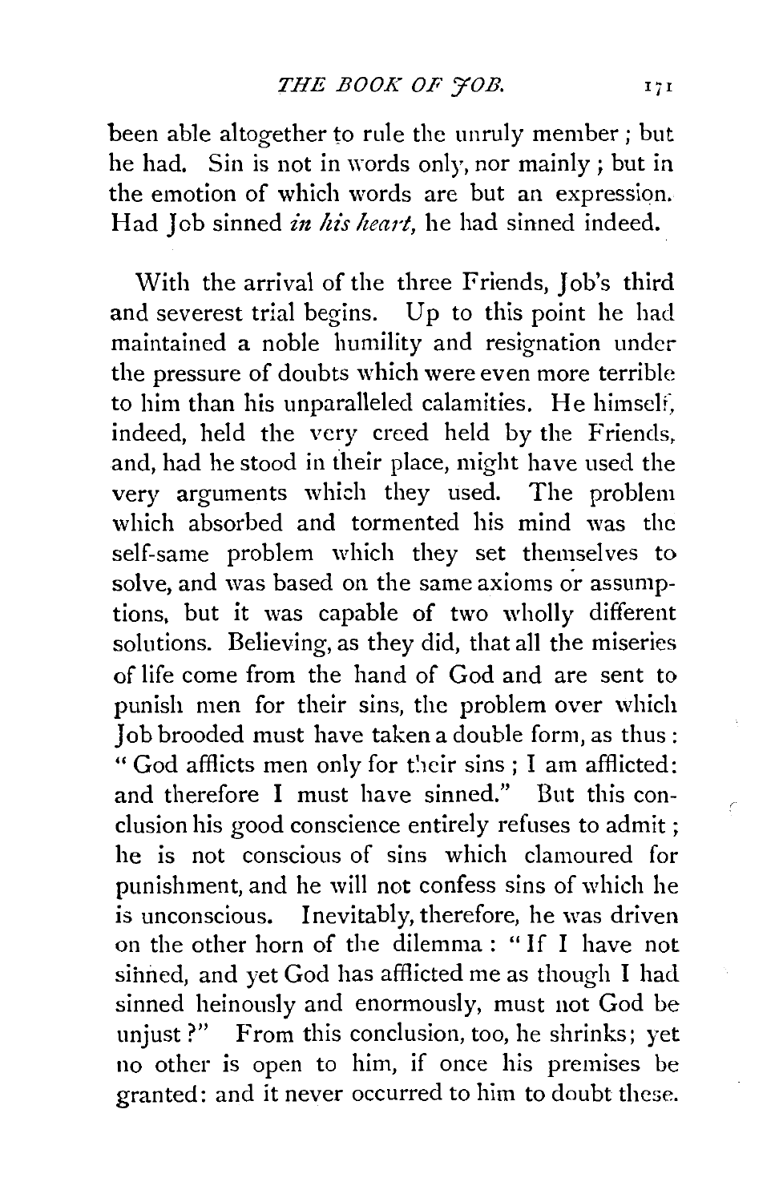been able altogether to rule the unruly member; but he had. Sin is not in words only, nor mainly; but in the emotion of which words are but an expression. Had Job sinned *in his heart*, he had sinned indeed.

With the arrival of the three Friends, Job's third and severest trial begins. Up to this point he had maintained a noble humility and resignation under the pressure of doubts which were even more terrible to him than his unparalleled calamities. He himself, indeed, held the very creed held by the Friends, and, had he stood in their place, might have used the very arguments which they used. The problem which absorbed and tormented his mind was the self-same problem which they set themselves to solve, and was based on the same axioms or assumptions, but it was capable of two wholly different solutions. Believing, as they did, that all the miseries of life come from the hand of God and are sent to punish men for their sins, the problem over which Job brooded must have taken a double form, as thus: "God afflicts men only for their sins; I am afflicted: and therefore I must have sinned." But this conclusion his good conscience entirely refuses to admit; he is not conscious of sins which clamoured for punishment, and he will not confess sins of which he is unconscious. Inevitably, therefore, he was driven on the other horn of the dilemma: "If I have not sinned, and yet God has afflicted me as though I had sinned heinously and enormously, must not God be unjust?" From this conclusion, too, he shrinks; yet no other is open to him, if once his premises be granted: and it never occurred to him to doubt these.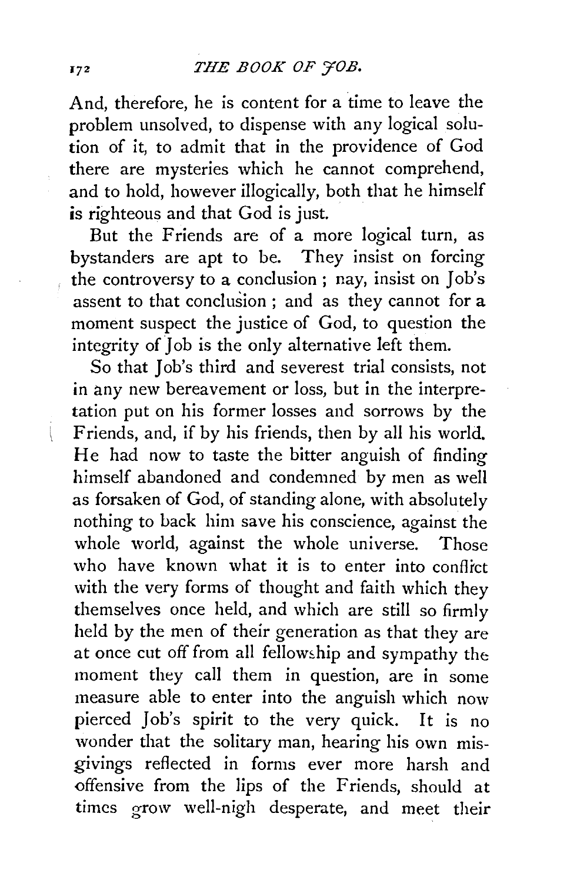And, therefore, he is content for a time to leave the problem unsolved, to dispense with any logical solution of it, to admit that in the providence of God there are mysteries which he cannot comprehend, and to hold, however illogically, both that he himself is righteous and that God is just.

But the Friends are of a more logical turn, as bystanders are apt to be. They insist on forcing the controversy to a conclusion; nay, insist on Job's assent to that conclusion; and as they cannot for a moment suspect the justice of God, to question the integrity of Job is the only alternative left them.

So that Job's third and severest trial consists, not in any new bereavement or loss, but in the interpretation put on his former losses and sorrows by the Friends, and, if by his friends, then by all his world. He had now to taste the bitter anguish of finding himself abandoned and condemned by men as well as forsaken of God, of standing alone, with absolutely nothing to back him save his conscience, against the whole world, against the whole universe. Those who have known what it is to enter into conflict with the very forms of thought and faith which they themselves once held, and which are still so firmly held by the men of their generation as that they are at once cut off from all fellowship and sympathy the moment they call them in question, are in some measure able to enter into the anguish which now pierced Job's spirit to the very quick. It is no wonder that the solitary man, hearing his own misgivings reflected in forms ever more harsh and offensive from the lips of the Friends, should at times grow well-nigh desperate, and meet their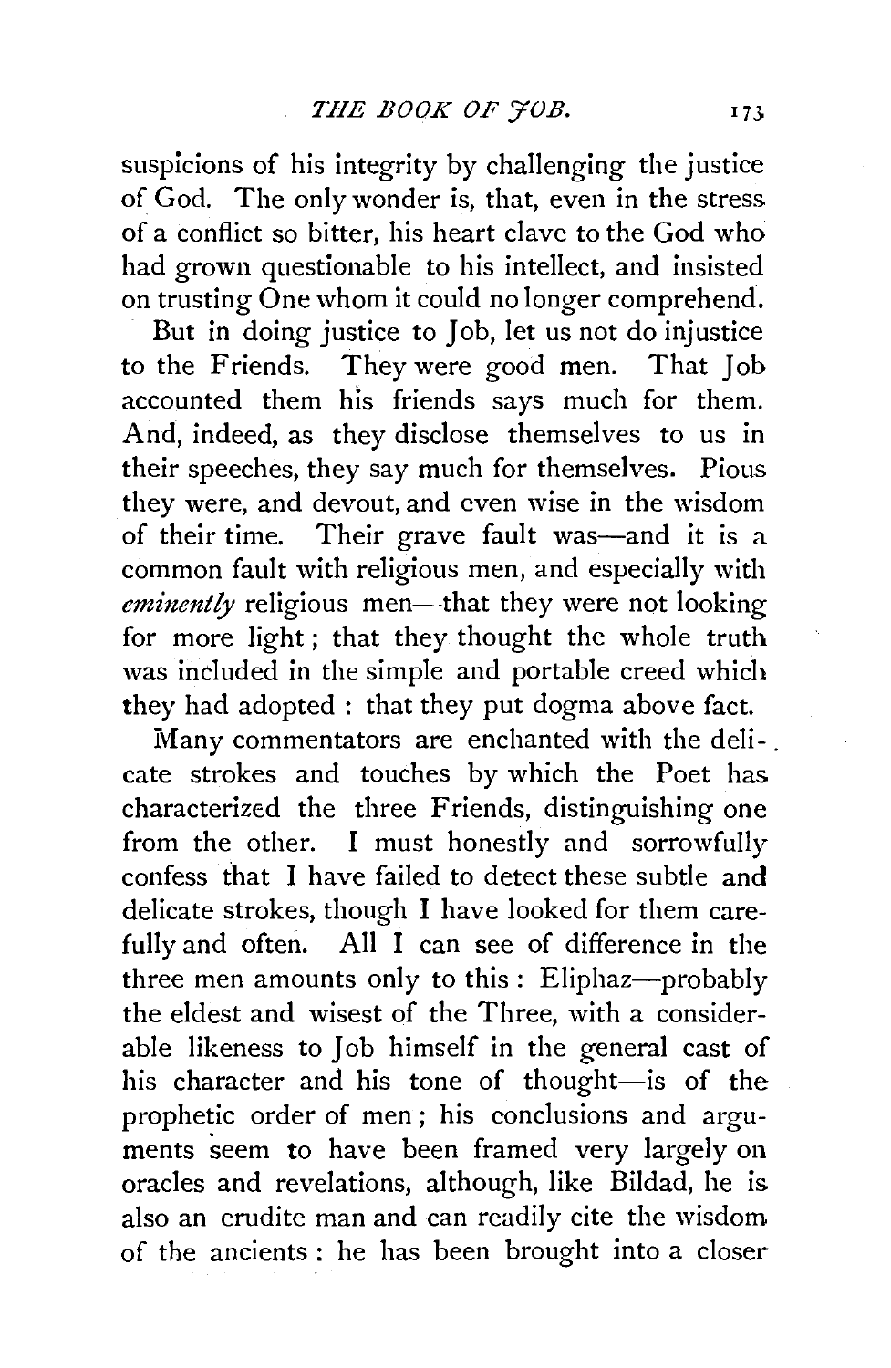suspicions of his integrity by challenging the justice of God. The only wonder is, that, even in the stress of a conflict so bitter, his heart clave to the God who had grown questionable to his intellect, and insisted on trusting One whom it could no longer comprehend.

But in doing justice to Job, let us not do injustice to the Friends. They were good men. That Job accounted them his friends says much for them. And, indeed, as they disclose themselves to us in their speeches, they say much for themselves. Pious they were, and devout, and even wise in the wisdom of their time. Their grave fault was—and it is a common fault with religious men, and especially with *eminently* religious men—that they were not looking for more light; that they thought the whole truth was included in the simple and portable creed which they had adopted: that they put dogma above fact.

Many commentators are enchanted with the delicate strokes and touches by which the Poet has characterized the three Friends, distinguishing one from the other. I must honestly and sorrowfully confess that I have failed to detect these subtle and delicate strokes, though I have looked for them carefully and often. All I can see of difference in the three men amounts only to this: Eliphaz—probably the eldest and wisest of the Three, with a considerable likeness to Job himself in the general cast of his character and his tone of thought—is of the prophetic order of men; his conclusions and arguments seem to have been framed very largely on oracles and revelations, although, like Bildad, he is also an erudite man and can readily cite the wisdom of the ancients: he has been brought into a closer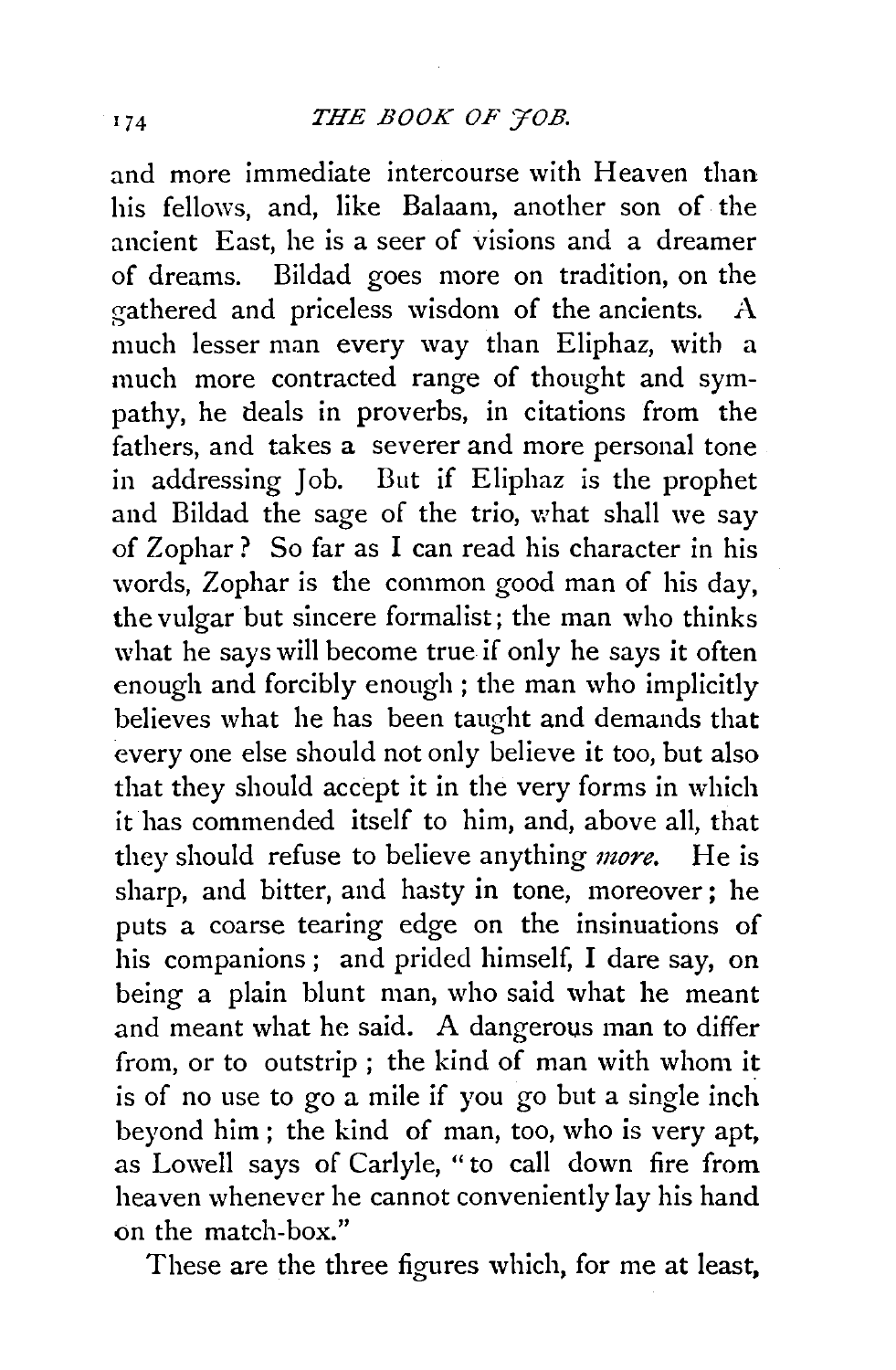and more immediate intercourse with Heaven than his fellows, and, like Balaam, another son of the ancient East, he is a seer of visions and a dreamer of dreams. Bildad goes more on tradition, on the gathered and priceless wisdom of the ancients. A much lesser man every way than Eliphaz, with a much more contracted range of thought and sympathy, he deals in proverbs, in citations from the fathers, and takes a severer and more personal tone in addressing Job. But if Eliphaz is the prophet and Bildad the sage of the trio, what shall we say of Zophar? So far as I can read his character in his words, Zophar is the common good man of his day, the vulgar but sincere formalist; the man who thinks what he says will become true if only he says it often enough and forcibly enough; the man who implicitly believes what he has been taught and demands that every one else should not only believe it too, but also that they should accept it in the very forms in which it has commended itself to him, and, above all, that they should refuse to believe anything *more*. He is sharp, and bitter, and hasty in tone, moreover; he puts a coarse tearing edge on the insinuations of his companions; and prided himself, I dare say, on being a plain blunt man, who said what he meant and meant what he said. A dangerous man to differ from, or to outstrip; the kind of man with whom it is of no use to go a mile if you go but a single inch beyond him; the kind of man, too, who is very apt, as Lowell says of Carlyle, "to call down fire from heaven whenever he cannot conveniently lay his hand on the match-box."

These are the three figures which, for me at least,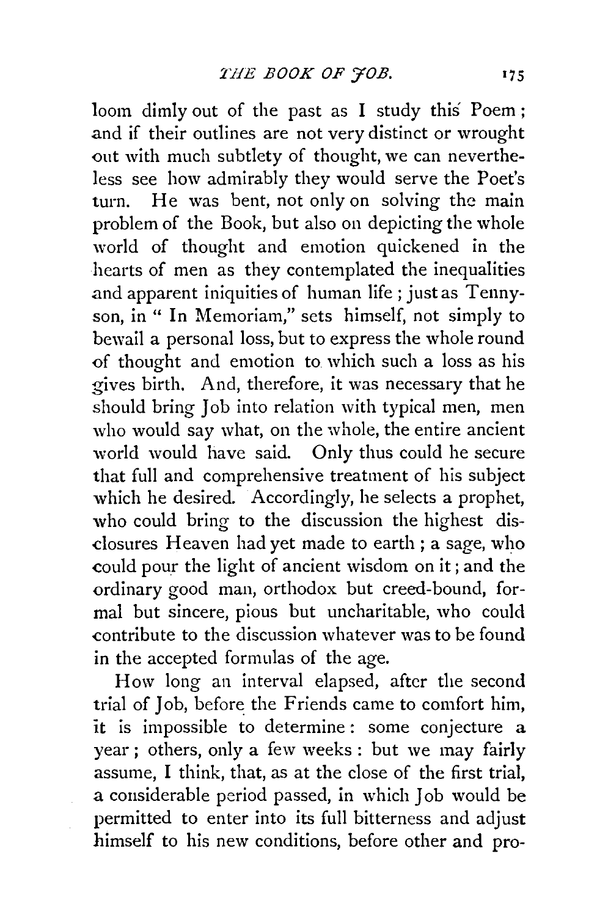loom dimly out of the past as I study this Poem; and if their outlines are not very distinct or wrought out with much subtlety of thought, we can nevertheless see how admirably they would serve the Poet's turn. He was bent, not only on solving the main problem of the Book, but also on depicting the whole world of thought and emotion quickened in the hearts of men as they contemplated the inequalities and apparent iniquities of human life; just as Tennyson, in "In Memoriam," sets himself, not simply to bewail a personal loss, but to express the whole round of thought and emotion to which such a loss as his gives birth. And, therefore, it was necessary that he should bring Job into relation with typical men, men who would say what, on the whole, the entire ancient world would have said. Only thus could he secure that full and comprehensive treatment of his subject which he desired. Accordingly, he selects a prophet, who could bring to the discussion the highest disclosures Heaven had yet made to earth; a sage, who could pour the light of ancient wisdom on it; and the ordinary good man, orthodox but creed-bound, formal but sincere, pious but uncharitable, who could contribute to the discussion whatever was to be found in the accepted formulas of the age.

How long an interval elapsed, after the second trial of Job, before the Friends came to comfort him, it is impossible to determine: some conjecture a year; others, only a few weeks: but we may fairly assume, I think, that, as at the close of the first trial, a considerable period passed, in which Job would be permitted to enter into its full bitterness and adjust himself to his new conditions, before other and pro-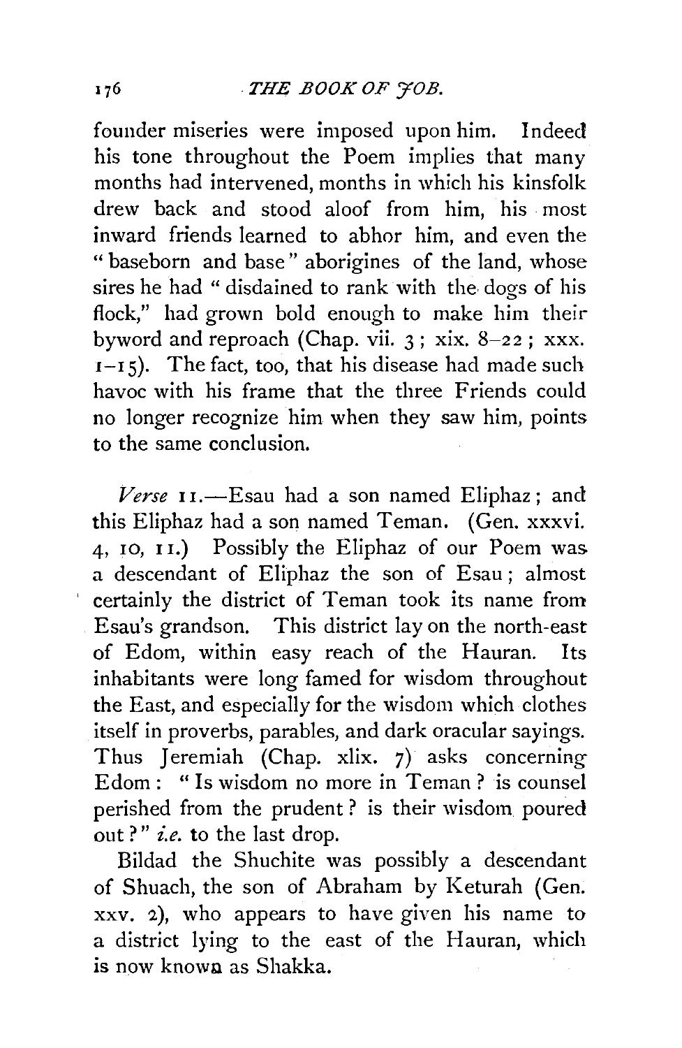founder miseries were imposed upon him. Indeed his tone throughout the Poem implies that many months had intervened, months in which his kinsfolk drew back and stood aloof from him, his most inward friends learned to abhor him, and even the "baseborn and base" aborigines of the land, whose sires he had "disdained to rank with the dogs of his flock," had grown bold enough to make him their byword and reproach (Chap. vii. 3; xix. 8–22; xxx. 1–15). The fact, too, that his disease had made such havoc with his frame that the three Friends could no longer recognize him when they saw him, points to the same conclusion.

*Verse* 11.—Esau had a son named Eliphaz; and this Eliphaz had a son named Teman. (Gen. xxxvi. 4, 10, 11.) Possibly the Eliphaz of our Poem was a descendant of Eliphaz the son of Esau; almost certainly the district of Teman took its name from Esau's grandson. This district lay on the north-east of Edom, within easy reach of the Hauran. Its inhabitants were long famed for wisdom throughout the East, and especially for the wisdom which clothes itself in proverbs, parables, and dark oracular sayings. Thus Jeremiah (Chap. xlix. 7) asks concerning Edom: "Is wisdom no more in Teman? is counsel perished from the prudent? is their wisdom poured out?" *i.e.* to the last drop.

Bildad the Shuchite was possibly a descendant of Shuach, the son of Abraham by Keturah (Gen. xxv. 2), who appears to have given his name to a district lying to the east of the Hauran, which is now known as Shakka.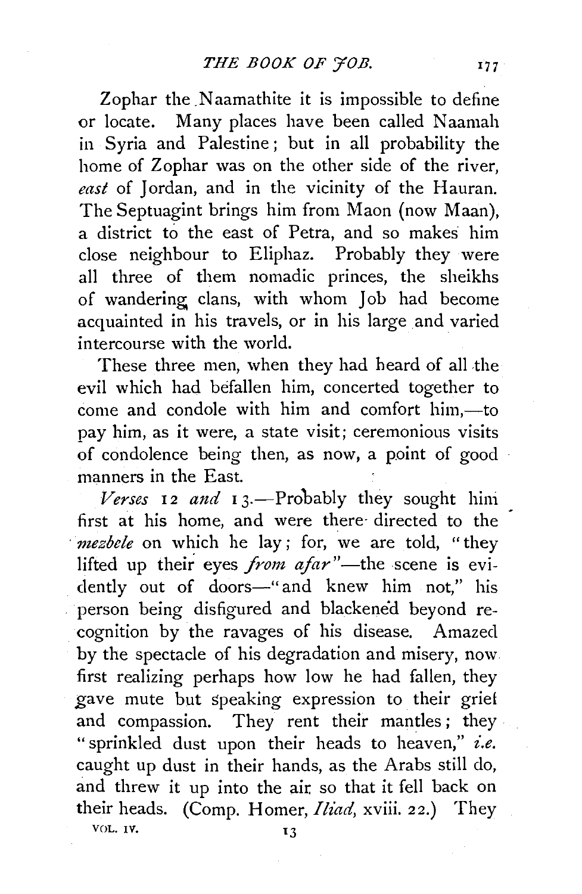Zophar the Naamathite it is impossible to define or locate. Many places have been called Naamah in Syria and Palestine; but in all probability the home of Zophar was on the other side of the river, *east* of Jordan, and in the vicinity of the Hauran. The Septuagint brings him from Maon (now Maan), a district to the east of Petra, and so makes him close neighbour to Eliphaz. Probably they were all three of them nomadic princes, the sheikhs of wandering clans, with whom Job had become acquainted in his travels, or in his large and varied intercourse with the world.

These three men, when they had heard of all the evil which had befallen him, concerted together to come and condole with him and comfort him,—to pay him, as it were, a state visit; ceremonious visits of condolence being then, as now, a point of good manners in the East.

*Verses* 12 *and* 13.—Probably they sought him first at his home, and were there directed to the *mezbele* on which he lay; for, we are told, "they lifted up their eyes *from afar*"—the scene is evidently out of doors—"and knew him not," his person being disfigured and blackened beyond recognition by the ravages of his disease. Amazed by the spectacle of his degradation and misery, now first realizing perhaps how low he had fallen, they gave mute but speaking expression to their grief and compassion. They rent their mantles; they "sprinkled dust upon their heads to heaven," *i.e.* caught up dust in their hands, as the Arabs still do, and threw it up into the air so that it fell back on their heads. (Comp. Homer, *Iliad*, xviii. 22.) They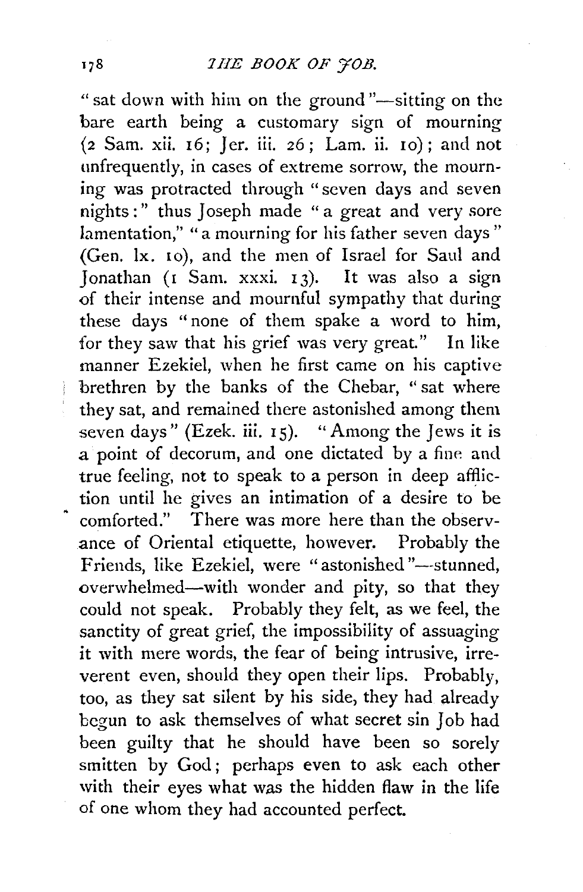"sat down with him on the ground"—sitting on the bare earth being a customary sign of mourning (2 Sam. xii. 16; Jer. iii. 26; Lam. ii. 10); and not unfrequently, in cases of extreme sorrow, the mourning was protracted through "seven days and seven nights:" thus Joseph made "a great and very sore lamentation," "a mourning for his father seven days" (Gen. lx. 10), and the men of Israel for Saul and Jonathan (1 Sam. xxxi. 13). It was also a sign of their intense and mournful sympathy that during these days "none of them spake a word to him, for they saw that his grief was very great." In like manner Ezekiel, when he first came on his captive brethren by the banks of the Chebar, "sat where they sat, and remained there astonished among them seven days" (Ezek. iii. 15). "Among the Jews it is a point of decorum, and one dictated by a fine and true feeling, not to speak to a person in deep affliction until he gives an intimation of a desire to be comforted." There was more here than the observance of Oriental etiquette, however. Probably the Friends, like Ezekiel, were "astonished"—stunned, overwhelmed—with wonder and pity, so that they could not speak. Probably they felt, as we feel, the sanctity of great grief, the impossibility of assuaging it with mere words, the fear of being intrusive, irreverent even, should they open their lips. Probably, too, as they sat silent by his side, they had already begun to ask themselves of what secret sin Job had been guilty that he should have been so sorely smitten by God; perhaps even to ask each other with their eyes what was the hidden flaw in the life of one whom they had accounted perfect.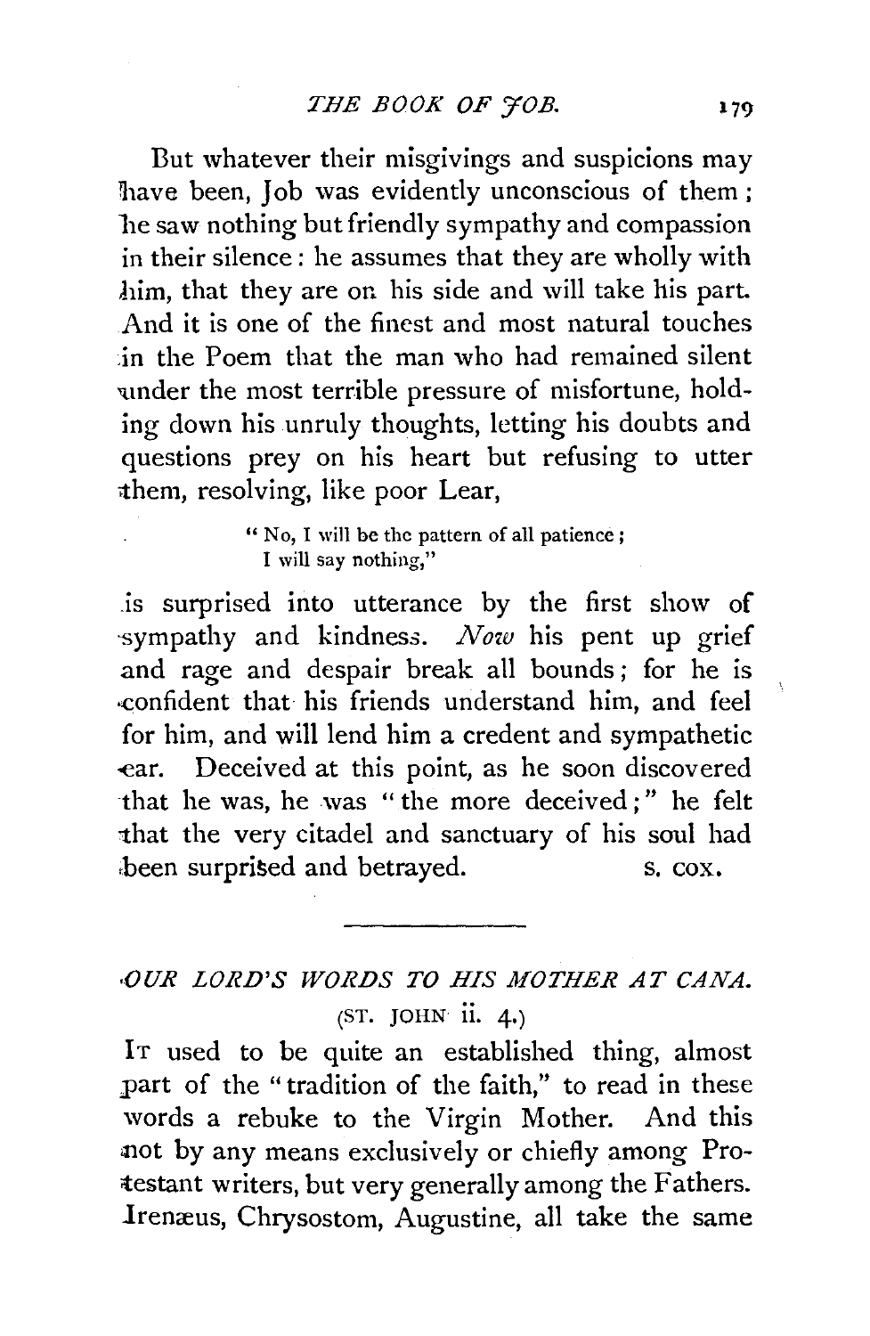But whatever their misgivings and suspicions may have been, Job was evidently unconscious of them; he saw nothing but friendly sympathy and compassion in their silence: he assumes that they are wholly with him, that they are on his side and will take his part. And it is one of the finest and most natural touches in the Poem that the man who had remained silent under the most terrible pressure of misfortune, holding down his unruly thoughts, letting his doubts and questions prey on his heart but refusing to utter them, resolving, like poor Lear,

> "No, I will be the pattern of all patience;
> I will say nothing,"

is surprised into utterance by the first show of sympathy and kindness. *Now* his pent up grief and rage and despair break all bounds; for he is confident that his friends understand him, and feel for him, and will lend him a credent and sympathetic ear. Deceived at this point, as he soon discovered that he was, he was "the more deceived;" he felt that the very citadel and sanctuary of his soul had been surprised and betrayed.

S. COX.

---

## *OUR LORD'S WORDS TO HIS MOTHER AT CANA.*

(ST. JOHN ii. 4.)

IT used to be quite an established thing, almost part of the "tradition of the faith," to read in these words a rebuke to the Virgin Mother. And this not by any means exclusively or chiefly among Protestant writers, but very generally among the Fathers. Irenæus, Chrysostom, Augustine, all take the same